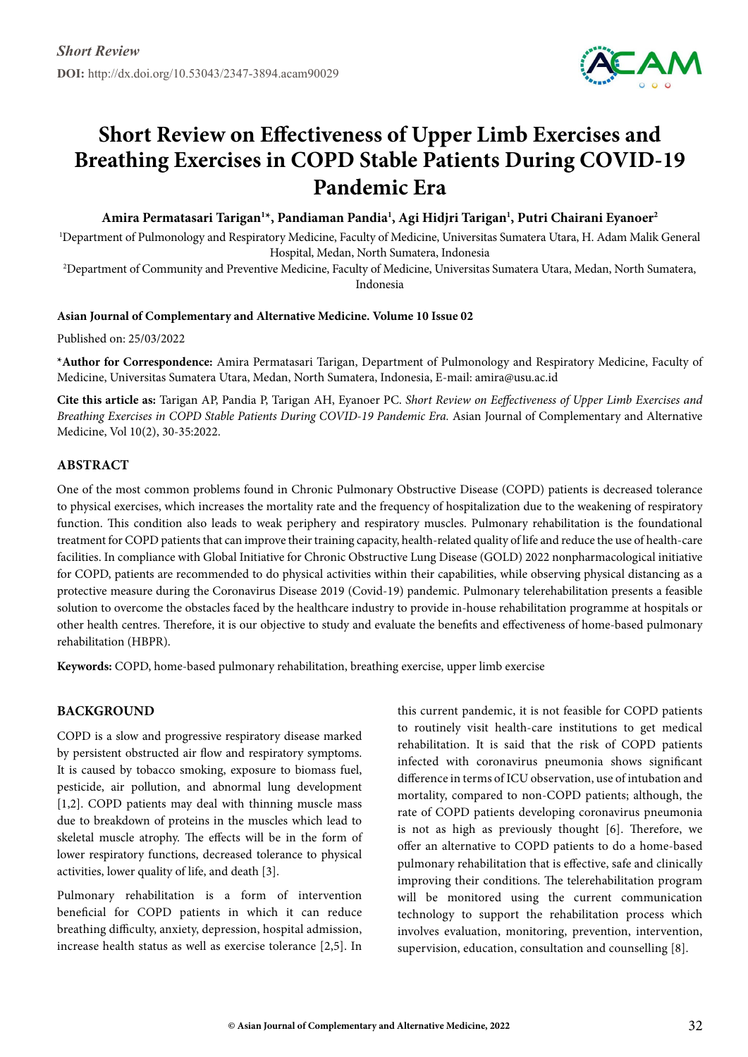*Short Review*

**DOI:** http://dx.doi.org/10.53043/2347-3894.acam90029

# Short Review on Effectiveness of Upper Limb Exercises and Breathing Exercises in COPD Stable Patients During COVID-19 Pandemic Era

**Amira Permatasari Tarigan[1]*, Pandiaman Pandia[1], Agi Hidjri Tarigan[1], Putri Chairani Eyanoer[2]**

[1]Department of Pulmonology and Respiratory Medicine, Faculty of Medicine, Universitas Sumatera Utara, H. Adam Malik General Hospital, Medan, North Sumatera, Indonesia

[2]Department of Community and Preventive Medicine, Faculty of Medicine, Universitas Sumatera Utara, Medan, North Sumatera, Indonesia

**Asian Journal of Complementary and Alternative Medicine. Volume 10 Issue 02**

Published on: 25/03/2022

***Author for Correspondence:** Amira Permatasari Tarigan, Department of Pulmonology and Respiratory Medicine, Faculty of Medicine, Universitas Sumatera Utara, Medan, North Sumatera, Indonesia, E-mail: amira@usu.ac.id

**Cite this article as:** Tarigan AP, Pandia P, Tarigan AH, Eyanoer PC. *Short Review on Eeffectiveness of Upper Limb Exercises and Breathing Exercises in COPD Stable Patients During COVID-19 Pandemic Era.* Asian Journal of Complementary and Alternative Medicine, Vol 10(2), 30-35:2022.

## ABSTRACT

One of the most common problems found in Chronic Pulmonary Obstructive Disease (COPD) patients is decreased tolerance to physical exercises, which increases the mortality rate and the frequency of hospitalization due to the weakening of respiratory function. This condition also leads to weak periphery and respiratory muscles. Pulmonary rehabilitation is the foundational treatment for COPD patients that can improve their training capacity, health-related quality of life and reduce the use of health-care facilities. In compliance with Global Initiative for Chronic Obstructive Lung Disease (GOLD) 2022 nonpharmacological initiative for COPD, patients are recommended to do physical activities within their capabilities, while observing physical distancing as a protective measure during the Coronavirus Disease 2019 (Covid-19) pandemic. Pulmonary telerehabilitation presents a feasible solution to overcome the obstacles faced by the healthcare industry to provide in-house rehabilitation programme at hospitals or other health centres. Therefore, it is our objective to study and evaluate the benefits and effectiveness of home-based pulmonary rehabilitation (HBPR).

**Keywords:** COPD, home-based pulmonary rehabilitation, breathing exercise, upper limb exercise

## BACKGROUND

COPD is a slow and progressive respiratory disease marked by persistent obstructed air flow and respiratory symptoms. It is caused by tobacco smoking, exposure to biomass fuel, pesticide, air pollution, and abnormal lung development [1,2]. COPD patients may deal with thinning muscle mass due to breakdown of proteins in the muscles which lead to skeletal muscle atrophy. The effects will be in the form of lower respiratory functions, decreased tolerance to physical activities, lower quality of life, and death [3].

Pulmonary rehabilitation is a form of intervention beneficial for COPD patients in which it can reduce breathing difficulty, anxiety, depression, hospital admission, increase health status as well as exercise tolerance [2,5]. In this current pandemic, it is not feasible for COPD patients to routinely visit health-care institutions to get medical rehabilitation. It is said that the risk of COPD patients infected with coronavirus pneumonia shows significant difference in terms of ICU observation, use of intubation and mortality, compared to non-COPD patients; although, the rate of COPD patients developing coronavirus pneumonia is not as high as previously thought [6]. Therefore, we offer an alternative to COPD patients to do a home-based pulmonary rehabilitation that is effective, safe and clinically improving their conditions. The telerehabilitation program will be monitored using the current communication technology to support the rehabilitation process which involves evaluation, monitoring, prevention, intervention, supervision, education, consultation and counselling [8].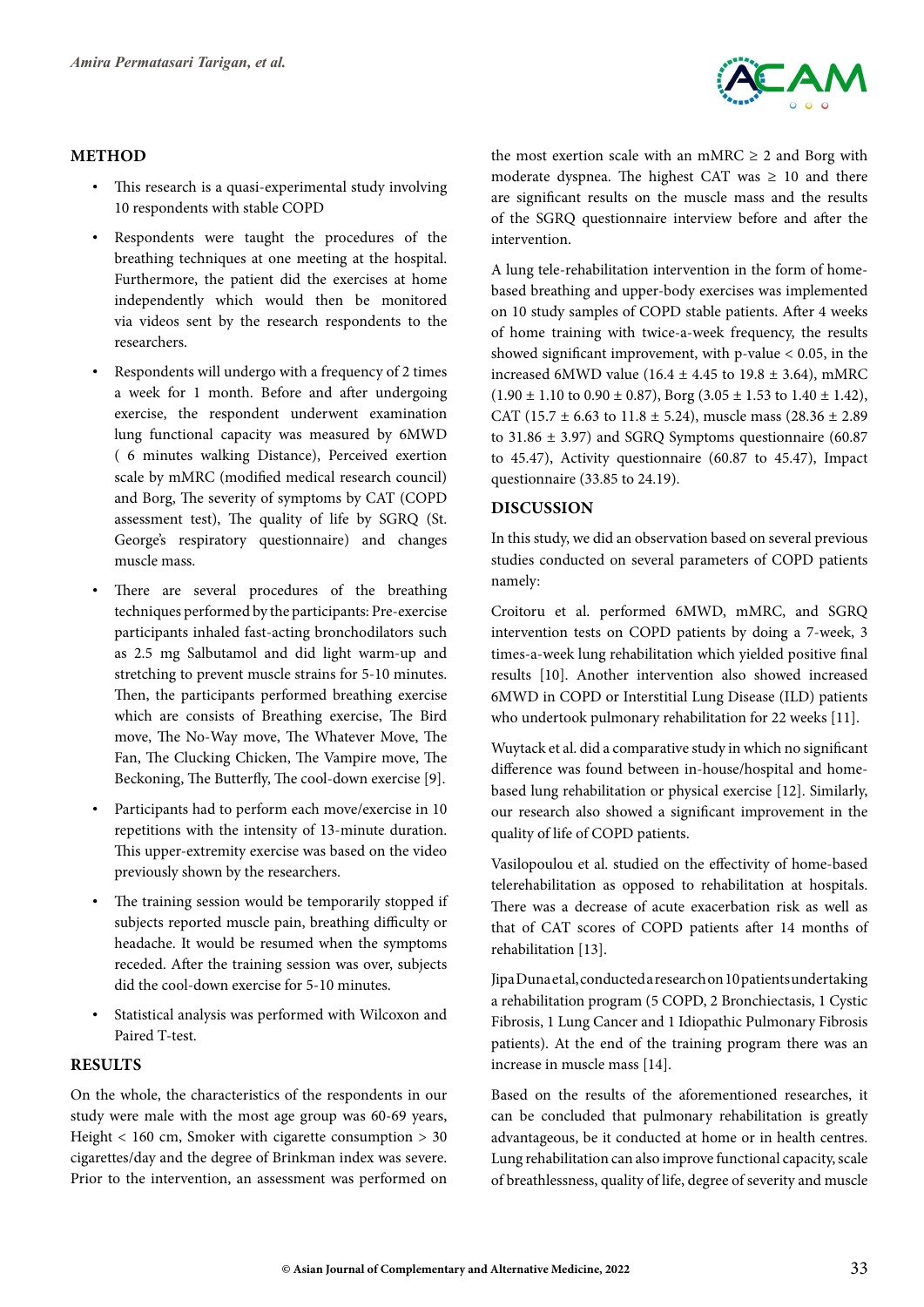## METHOD

- This research is a quasi-experimental study involving 10 respondents with stable COPD
- Respondents were taught the procedures of the breathing techniques at one meeting at the hospital. Furthermore, the patient did the exercises at home independently which would then be monitored via videos sent by the research respondents to the researchers.
- Respondents will undergo with a frequency of 2 times a week for 1 month. Before and after undergoing exercise, the respondent underwent examination lung functional capacity was measured by 6MWD ( 6 minutes walking Distance), Perceived exertion scale by mMRC (modified medical research council) and Borg, The severity of symptoms by CAT (COPD assessment test), The quality of life by SGRQ (St. George's respiratory questionnaire) and changes muscle mass.
- There are several procedures of the breathing techniques performed by the participants: Pre-exercise participants inhaled fast-acting bronchodilators such as 2.5 mg Salbutamol and did light warm-up and stretching to prevent muscle strains for 5-10 minutes. Then, the participants performed breathing exercise which are consists of Breathing exercise, The Bird move, The No-Way move, The Whatever Move, The Fan, The Clucking Chicken, The Vampire move, The Beckoning, The Butterfly, The cool-down exercise [9].
- Participants had to perform each move/exercise in 10 repetitions with the intensity of 13-minute duration. This upper-extremity exercise was based on the video previously shown by the researchers.
- The training session would be temporarily stopped if subjects reported muscle pain, breathing difficulty or headache. It would be resumed when the symptoms receded. After the training session was over, subjects did the cool-down exercise for 5-10 minutes.
- Statistical analysis was performed with Wilcoxon and Paired T-test.

## RESULTS

On the whole, the characteristics of the respondents in our study were male with the most age group was 60-69 years, Height < 160 cm, Smoker with cigarette consumption > 30 cigarettes/day and the degree of Brinkman index was severe. Prior to the intervention, an assessment was performed on the most exertion scale with an mMRC ≥ 2 and Borg with moderate dyspnea. The highest CAT was ≥ 10 and there are significant results on the muscle mass and the results of the SGRQ questionnaire interview before and after the intervention.

A lung tele-rehabilitation intervention in the form of home-based breathing and upper-body exercises was implemented on 10 study samples of COPD stable patients. After 4 weeks of home training with twice-a-week frequency, the results showed significant improvement, with p-value < 0.05, in the increased 6MWD value (16.4 ± 4.45 to 19.8 ± 3.64), mMRC (1.90 ± 1.10 to 0.90 ± 0.87), Borg (3.05 ± 1.53 to 1.40 ± 1.42), CAT (15.7 ± 6.63 to 11.8 ± 5.24), muscle mass (28.36 ± 2.89 to 31.86 ± 3.97) and SGRQ Symptoms questionnaire (60.87 to 45.47), Activity questionnaire (60.87 to 45.47), Impact questionnaire (33.85 to 24.19).

## DISCUSSION

In this study, we did an observation based on several previous studies conducted on several parameters of COPD patients namely:

Croitoru et al. performed 6MWD, mMRC, and SGRQ intervention tests on COPD patients by doing a 7-week, 3 times-a-week lung rehabilitation which yielded positive final results [10]. Another intervention also showed increased 6MWD in COPD or Interstitial Lung Disease (ILD) patients who undertook pulmonary rehabilitation for 22 weeks [11].

Wuytack et al. did a comparative study in which no significant difference was found between in-house/hospital and home-based lung rehabilitation or physical exercise [12]. Similarly, our research also showed a significant improvement in the quality of life of COPD patients.

Vasilopoulou et al. studied on the effectivity of home-based telerehabilitation as opposed to rehabilitation at hospitals. There was a decrease of acute exacerbation risk as well as that of CAT scores of COPD patients after 14 months of rehabilitation [13].

Jipa Duna et al, conducted a research on 10 patients undertaking a rehabilitation program (5 COPD, 2 Bronchiectasis, 1 Cystic Fibrosis, 1 Lung Cancer and 1 Idiopathic Pulmonary Fibrosis patients). At the end of the training program there was an increase in muscle mass [14].

Based on the results of the aforementioned researches, it can be concluded that pulmonary rehabilitation is greatly advantageous, be it conducted at home or in health centres. Lung rehabilitation can also improve functional capacity, scale of breathlessness, quality of life, degree of severity and muscle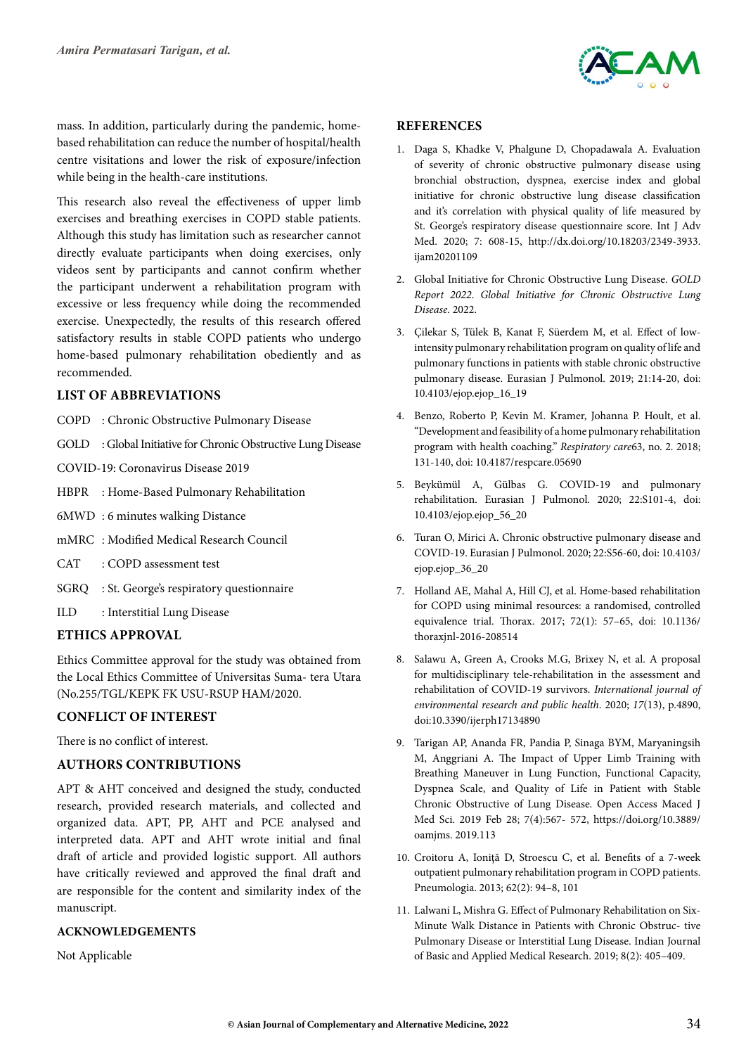mass. In addition, particularly during the pandemic, home-based rehabilitation can reduce the number of hospital/health centre visitations and lower the risk of exposure/infection while being in the health-care institutions.

This research also reveal the effectiveness of upper limb exercises and breathing exercises in COPD stable patients. Although this study has limitation such as researcher cannot directly evaluate participants when doing exercises, only videos sent by participants and cannot confirm whether the participant underwent a rehabilitation program with excessive or less frequency while doing the recommended exercise. Unexpectedly, the results of this research offered satisfactory results in stable COPD patients who undergo home-based pulmonary rehabilitation obediently and as recommended.

## LIST OF ABBREVIATIONS

COPD : Chronic Obstructive Pulmonary Disease

GOLD : Global Initiative for Chronic Obstructive Lung Disease

COVID-19: Coronavirus Disease 2019

HBPR : Home-Based Pulmonary Rehabilitation

6MWD : 6 minutes walking Distance

mMRC : Modified Medical Research Council

CAT : COPD assessment test

SGRQ : St. George's respiratory questionnaire

ILD : Interstitial Lung Disease

## ETHICS APPROVAL

Ethics Committee approval for the study was obtained from the Local Ethics Committee of Universitas Suma- tera Utara (No.255/TGL/KEPK FK USU-RSUP HAM/2020.

## CONFLICT OF INTEREST

There is no conflict of interest.

## AUTHORS CONTRIBUTIONS

APT & AHT conceived and designed the study, conducted research, provided research materials, and collected and organized data. APT, PP, AHT and PCE analysed and interpreted data. APT and AHT wrote initial and final draft of article and provided logistic support. All authors have critically reviewed and approved the final draft and are responsible for the content and similarity index of the manuscript.

## ACKNOWLEDGEMENTS

Not Applicable

## REFERENCES

1. Daga S, Khadke V, Phalgune D, Chopadawala A. Evaluation of severity of chronic obstructive pulmonary disease using bronchial obstruction, dyspnea, exercise index and global initiative for chronic obstructive lung disease classification and it's correlation with physical quality of life measured by St. George's respiratory disease questionnaire score. Int J Adv Med. 2020; 7: 608-15, http://dx.doi.org/10.18203/2349-3933.ijam20201109
2. Global Initiative for Chronic Obstructive Lung Disease. *GOLD Report 2022. Global Initiative for Chronic Obstructive Lung Disease.* 2022.
3. Çilekar S, Tülek B, Kanat F, Süerdem M, et al. Effect of low-intensity pulmonary rehabilitation program on quality of life and pulmonary functions in patients with stable chronic obstructive pulmonary disease. Eurasian J Pulmonol. 2019; 21:14-20, doi: 10.4103/ejop.ejop_16_19
4. Benzo, Roberto P, Kevin M. Kramer, Johanna P. Hoult, et al. "Development and feasibility of a home pulmonary rehabilitation program with health coaching." *Respiratory care*63, no. 2. 2018; 131-140, doi: 10.4187/respcare.05690
5. Beykümül A, Gülbas G. COVID-19 and pulmonary rehabilitation. Eurasian J Pulmonol. 2020; 22:S101-4, doi: 10.4103/ejop.ejop_56_20
6. Turan O, Mirici A. Chronic obstructive pulmonary disease and COVID-19. Eurasian J Pulmonol. 2020; 22:S56-60, doi: 10.4103/ejop.ejop_36_20
7. Holland AE, Mahal A, Hill CJ, et al. Home-based rehabilitation for COPD using minimal resources: a randomised, controlled equivalence trial. Thorax. 2017; 72(1): 57–65, doi: 10.1136/thoraxjnl-2016-208514
8. Salawu A, Green A, Crooks M.G, Brixey N, et al. A proposal for multidisciplinary tele-rehabilitation in the assessment and rehabilitation of COVID-19 survivors. *International journal of environmental research and public health*. 2020; *17*(13), p.4890, doi:10.3390/ijerph17134890
9. Tarigan AP, Ananda FR, Pandia P, Sinaga BYM, Maryaningsih M, Anggriani A. The Impact of Upper Limb Training with Breathing Maneuver in Lung Function, Functional Capacity, Dyspnea Scale, and Quality of Life in Patient with Stable Chronic Obstructive of Lung Disease. Open Access Maced J Med Sci. 2019 Feb 28; 7(4):567- 572, https://doi.org/10.3889/oamjms. 2019.113
10. Croitoru A, Ioniţă D, Stroescu C, et al. Benefits of a 7-week outpatient pulmonary rehabilitation program in COPD patients. Pneumologia. 2013; 62(2): 94–8, 101
11. Lalwani L, Mishra G. Effect of Pulmonary Rehabilitation on Six-Minute Walk Distance in Patients with Chronic Obstruc- tive Pulmonary Disease or Interstitial Lung Disease. Indian Journal of Basic and Applied Medical Research. 2019; 8(2): 405–409.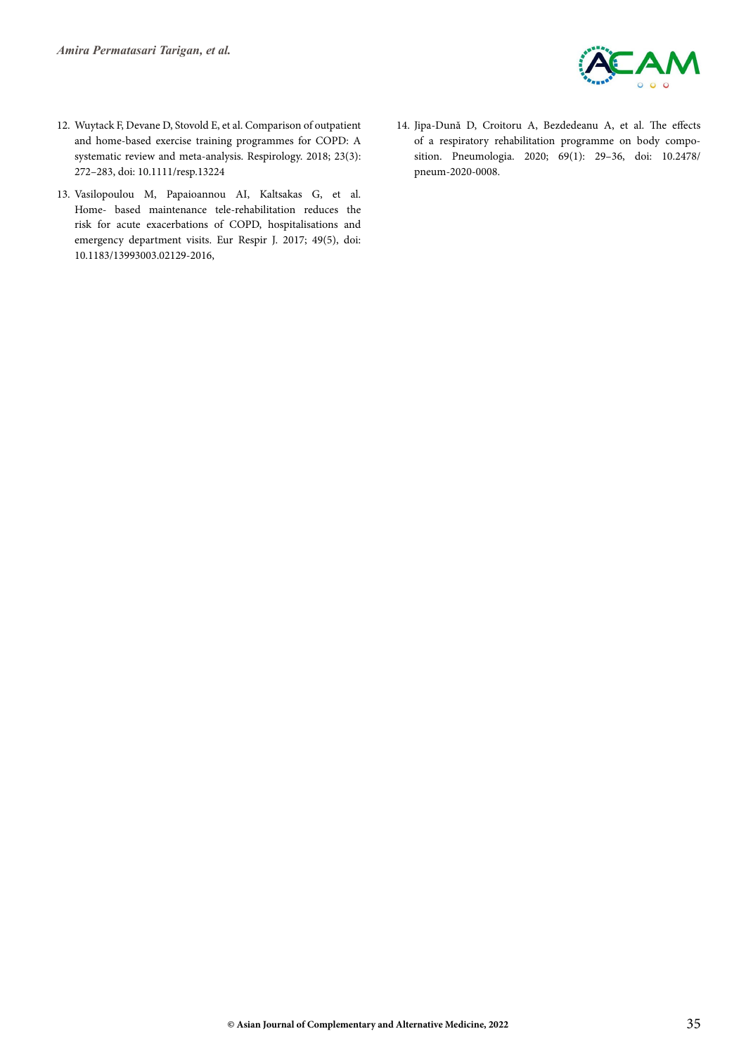12. Wuytack F, Devane D, Stovold E, et al. Comparison of outpatient and home-based exercise training programmes for COPD: A systematic review and meta-analysis. Respirology. 2018; 23(3): 272–283, doi: 10.1111/resp.13224

13. Vasilopoulou M, Papaioannou AI, Kaltsakas G, et al. Home- based maintenance tele-rehabilitation reduces the risk for acute exacerbations of COPD, hospitalisations and emergency department visits. Eur Respir J. 2017; 49(5), doi: 10.1183/13993003.02129-2016,

14. Jipa-Dună D, Croitoru A, Bezdedeanu A, et al. The effects of a respiratory rehabilitation programme on body composition. Pneumologia. 2020; 69(1): 29–36, doi: 10.2478/pneum-2020-0008.